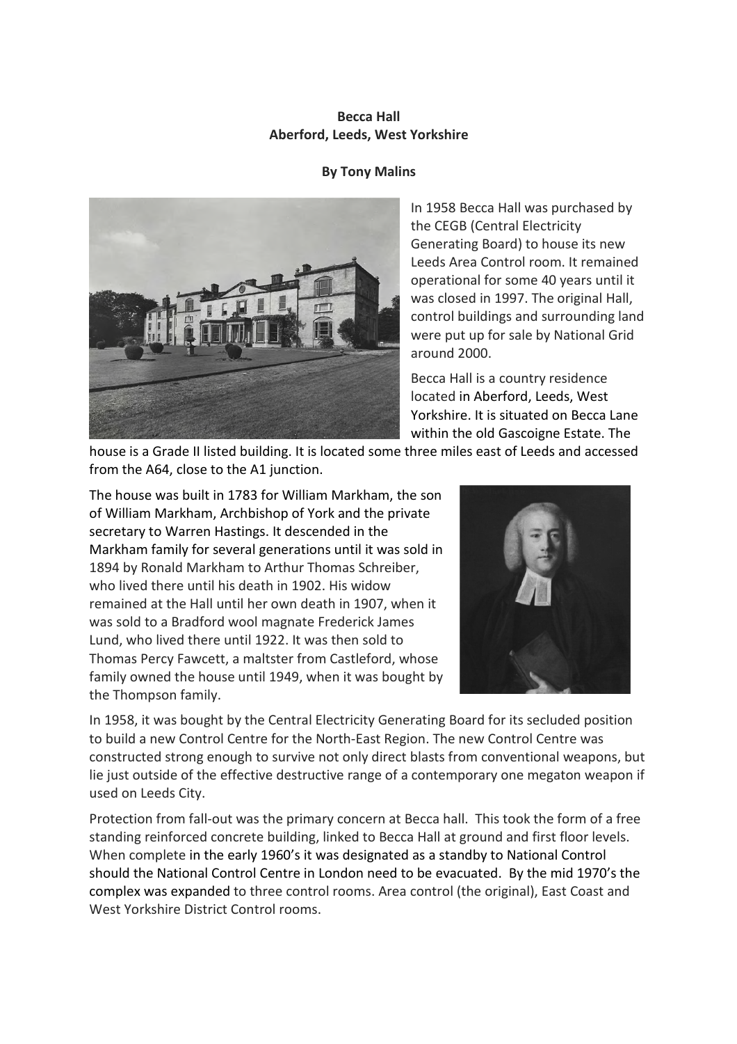**Becca Hall**
**Aberford, Leeds, West Yorkshire**

**By Tony Malins**

In 1958 Becca Hall was purchased by the CEGB (Central Electricity Generating Board) to house its new Leeds Area Control room. It remained operational for some 40 years until it was closed in 1997. The original Hall, control buildings and surrounding land were put up for sale by National Grid around 2000.

Becca Hall is a country residence located in Aberford, Leeds, West Yorkshire. It is situated on Becca Lane within the old Gascoigne Estate. The house is a Grade II listed building. It is located some three miles east of Leeds and accessed from the A64, close to the A1 junction.

The house was built in 1783 for William Markham, the son of William Markham, Archbishop of York and the private secretary to Warren Hastings. It descended in the Markham family for several generations until it was sold in 1894 by Ronald Markham to Arthur Thomas Schreiber, who lived there until his death in 1902. His widow remained at the Hall until her own death in 1907, when it was sold to a Bradford wool magnate Frederick James Lund, who lived there until 1922. It was then sold to Thomas Percy Fawcett, a maltster from Castleford, whose family owned the house until 1949, when it was bought by the Thompson family.

In 1958, it was bought by the Central Electricity Generating Board for its secluded position to build a new Control Centre for the North-East Region. The new Control Centre was constructed strong enough to survive not only direct blasts from conventional weapons, but lie just outside of the effective destructive range of a contemporary one megaton weapon if used on Leeds City.

Protection from fall-out was the primary concern at Becca hall. This took the form of a free standing reinforced concrete building, linked to Becca Hall at ground and first floor levels. When complete in the early 1960's it was designated as a standby to National Control should the National Control Centre in London need to be evacuated. By the mid 1970's the complex was expanded to three control rooms. Area control (the original), East Coast and West Yorkshire District Control rooms.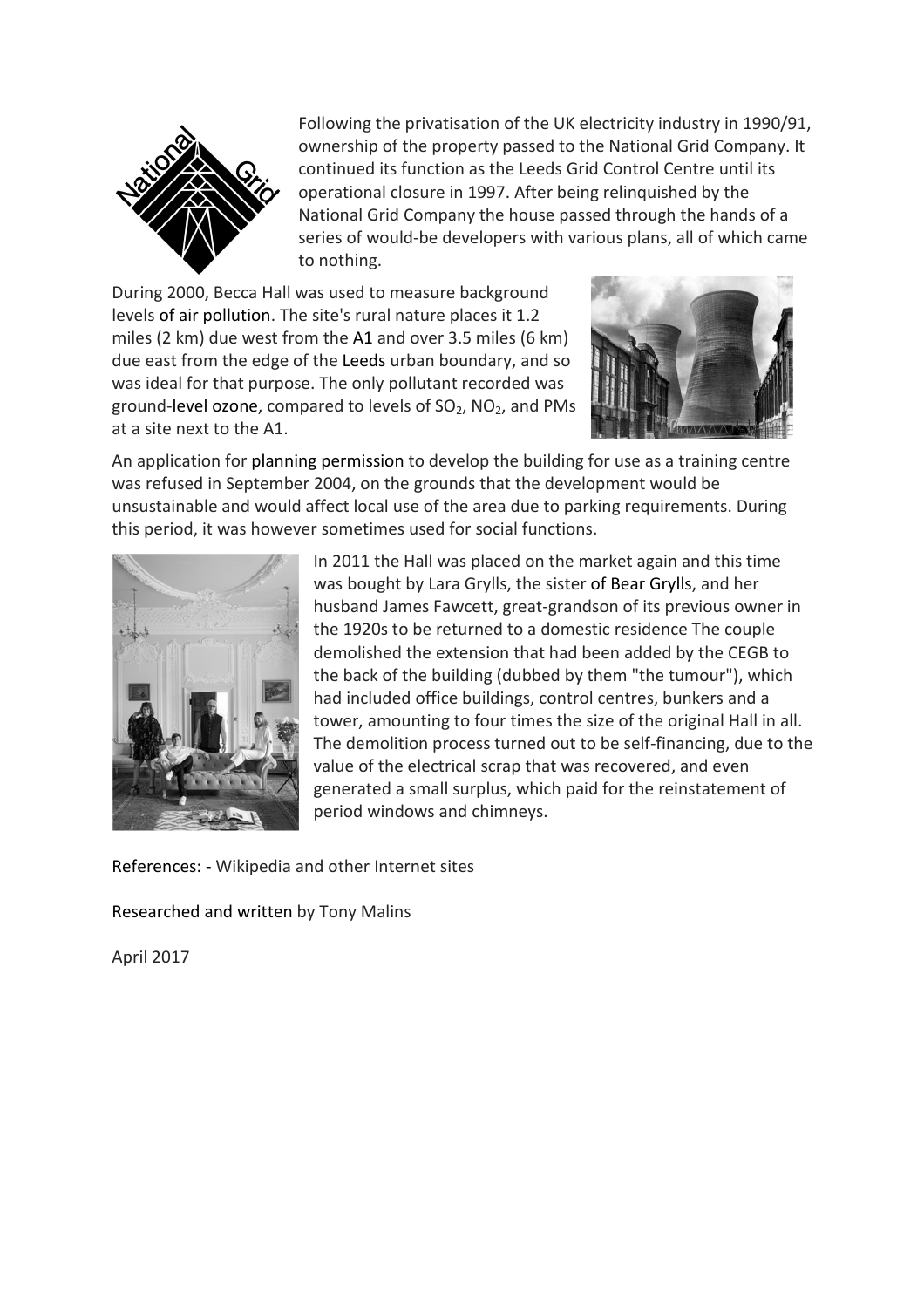Following the privatisation of the UK electricity industry in 1990/91, ownership of the property passed to the National Grid Company. It continued its function as the Leeds Grid Control Centre until its operational closure in 1997. After being relinquished by the National Grid Company the house passed through the hands of a series of would-be developers with various plans, all of which came to nothing.

During 2000, Becca Hall was used to measure background levels of air pollution. The site's rural nature places it 1.2 miles (2 km) due west from the A1 and over 3.5 miles (6 km) due east from the edge of the Leeds urban boundary, and so was ideal for that purpose. The only pollutant recorded was ground-level ozone, compared to levels of $SO_2$, $NO_2$, and PMs at a site next to the A1.

An application for planning permission to develop the building for use as a training centre was refused in September 2004, on the grounds that the development would be unsustainable and would affect local use of the area due to parking requirements. During this period, it was however sometimes used for social functions.

In 2011 the Hall was placed on the market again and this time was bought by Lara Grylls, the sister of Bear Grylls, and her husband James Fawcett, great-grandson of its previous owner in the 1920s to be returned to a domestic residence The couple demolished the extension that had been added by the CEGB to the back of the building (dubbed by them "the tumour"), which had included office buildings, control centres, bunkers and a tower, amounting to four times the size of the original Hall in all. The demolition process turned out to be self-financing, due to the value of the electrical scrap that was recovered, and even generated a small surplus, which paid for the reinstatement of period windows and chimneys.

References: - Wikipedia and other Internet sites

Researched and written by Tony Malins

April 2017